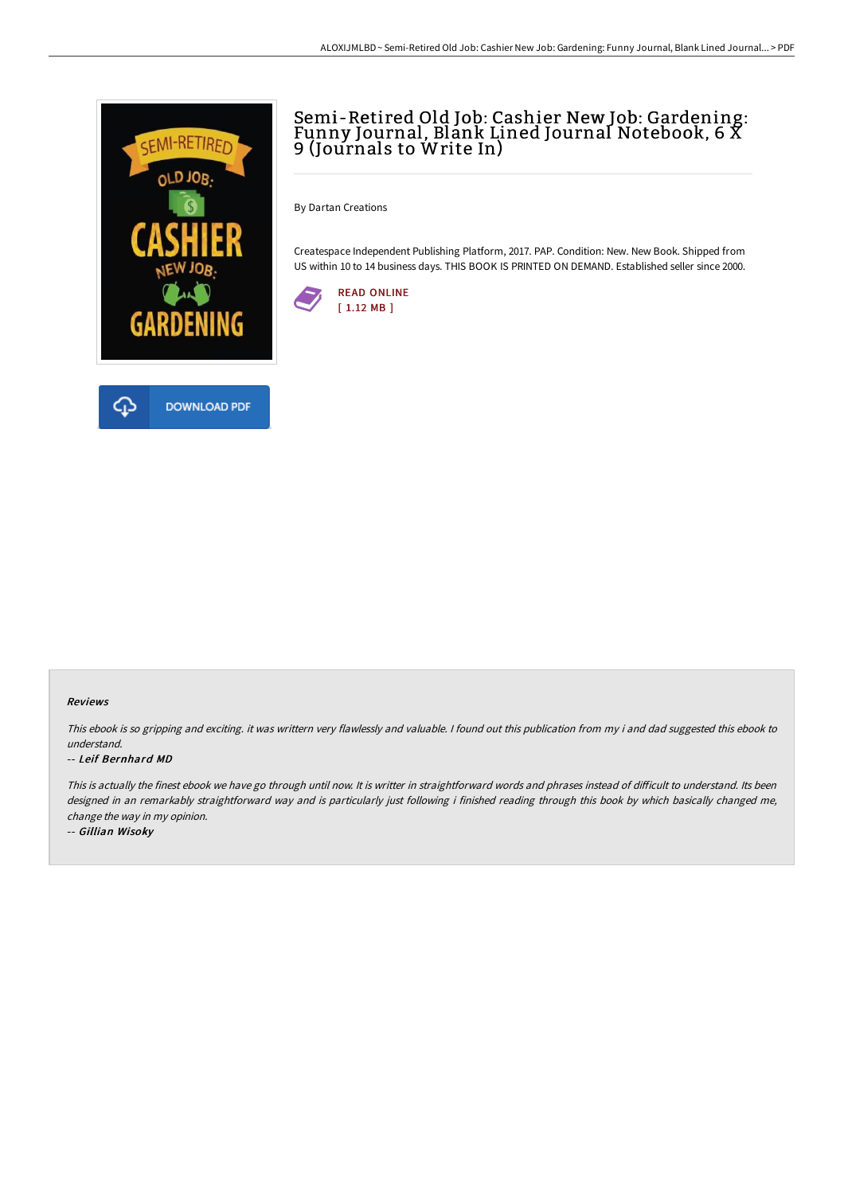# Semi-Retired Old Job: Cashier New Job: Gardening: Funny Journal, Blank Lined Journal Notebook, 6 X 9 (Journals to Write In)

By Dartan Creations

Createspace Independent Publishing Platform, 2017. PAP. Condition: New. New Book. Shipped from US within 10 to 14 business days. THIS BOOK IS PRINTED ON DEMAND. Established seller since 2000.

READ ONLINE
[ 1.12 MB ]

DOWNLOAD PDF

### Reviews

*This ebook is so gripping and exciting. it was writtern very flawlessly and valuable. I found out this publication from my i and dad suggested this ebook to understand.*

-- *Leif Bernhard MD*

*This is actually the finest ebook we have go through until now. It is writter in straightforward words and phrases instead of difficult to understand. Its been designed in an remarkably straightforward way and is particularly just following i finished reading through this book by which basically changed me, change the way in my opinion.*

-- *Gillian Wisoky*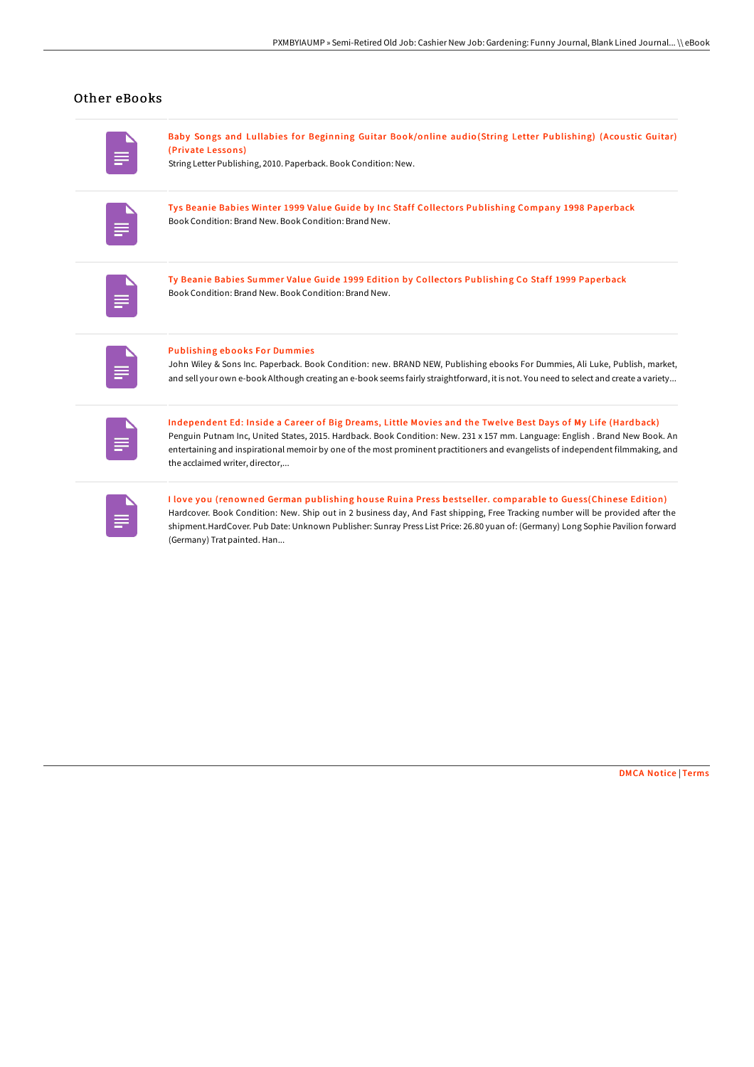## Other eBooks

**Baby Songs and Lullabies for Beginning Guitar Book/online audio(String Letter Publishing) (Acoustic Guitar) (Private Lessons)**

String Letter Publishing, 2010. Paperback. Book Condition: New.

**Tys Beanie Babies Winter 1999 Value Guide by Inc Staff Collectors Publishing Company 1998 Paperback**

Book Condition: Brand New. Book Condition: Brand New.

**Ty Beanie Babies Summer Value Guide 1999 Edition by Collectors Publishing Co Staff 1999 Paperback**

Book Condition: Brand New. Book Condition: Brand New.

**Publishing ebooks For Dummies**

John Wiley & Sons Inc. Paperback. Book Condition: new. BRAND NEW, Publishing ebooks For Dummies, Ali Luke, Publish, market, and sell your own e-book Although creating an e-book seems fairly straightforward, it is not. You need to select and create a variety...

**Independent Ed: Inside a Career of Big Dreams, Little Movies and the Twelve Best Days of My Life (Hardback)**

Penguin Putnam Inc, United States, 2015. Hardback. Book Condition: New. 231 x 157 mm. Language: English . Brand New Book. An entertaining and inspirational memoir by one of the most prominent practitioners and evangelists of independent filmmaking, and the acclaimed writer, director,...

**I love you (renowned German publishing house Ruina Press bestseller. comparable to Guess(Chinese Edition)**

Hardcover. Book Condition: New. Ship out in 2 business day, And Fast shipping, Free Tracking number will be provided after the shipment.HardCover. Pub Date: Unknown Publisher: Sunray Press List Price: 26.80 yuan of: (Germany) Long Sophie Pavilion forward (Germany) Trat painted. Han...

DMCA Notice | Terms